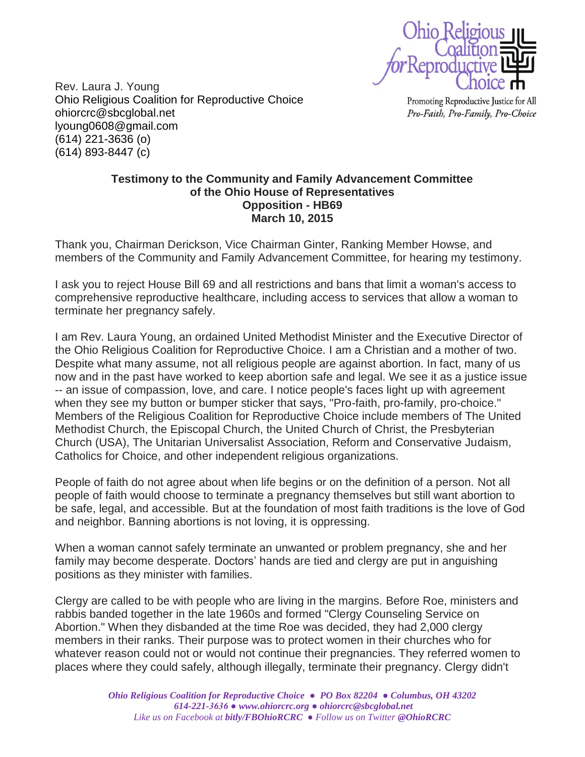Ohio Religious Coalition for Reproductive Choice

Promoting Reproductive Justice for All
*Pro-Faith, Pro-Family, Pro-Choice*

Rev. Laura J. Young
Ohio Religious Coalition for Reproductive Choice
ohiorcrc@sbcglobal.net
lyoung0608@gmail.com
(614) 221-3636 (o)
(614) 893-8447 (c)

**Testimony to the Community and Family Advancement Committee of the Ohio House of Representatives**
**Opposition - HB69**
**March 10, 2015**

Thank you, Chairman Derickson, Vice Chairman Ginter, Ranking Member Howse, and members of the Community and Family Advancement Committee, for hearing my testimony.

I ask you to reject House Bill 69 and all restrictions and bans that limit a woman's access to comprehensive reproductive healthcare, including access to services that allow a woman to terminate her pregnancy safely.

I am Rev. Laura Young, an ordained United Methodist Minister and the Executive Director of the Ohio Religious Coalition for Reproductive Choice. I am a Christian and a mother of two. Despite what many assume, not all religious people are against abortion. In fact, many of us now and in the past have worked to keep abortion safe and legal. We see it as a justice issue -- an issue of compassion, love, and care. I notice people's faces light up with agreement when they see my button or bumper sticker that says, "Pro-faith, pro-family, pro-choice." Members of the Religious Coalition for Reproductive Choice include members of The United Methodist Church, the Episcopal Church, the United Church of Christ, the Presbyterian Church (USA), The Unitarian Universalist Association, Reform and Conservative Judaism, Catholics for Choice, and other independent religious organizations.

People of faith do not agree about when life begins or on the definition of a person. Not all people of faith would choose to terminate a pregnancy themselves but still want abortion to be safe, legal, and accessible. But at the foundation of most faith traditions is the love of God and neighbor. Banning abortions is not loving, it is oppressing.

When a woman cannot safely terminate an unwanted or problem pregnancy, she and her family may become desperate. Doctors' hands are tied and clergy are put in anguishing positions as they minister with families.

Clergy are called to be with people who are living in the margins. Before Roe, ministers and rabbis banded together in the late 1960s and formed "Clergy Counseling Service on Abortion." When they disbanded at the time Roe was decided, they had 2,000 clergy members in their ranks. Their purpose was to protect women in their churches who for whatever reason could not or would not continue their pregnancies. They referred women to places where they could safely, although illegally, terminate their pregnancy. Clergy didn't

*Ohio Religious Coalition for Reproductive Choice ● PO Box 82204 ● Columbus, OH 43202*
*614-221-3636 ● www.ohiorcrc.org ● ohiorcrc@sbcglobal.net*
*Like us on Facebook at **bitly/FBOhioRCRC** ● Follow us on Twitter **@OhioRCRC***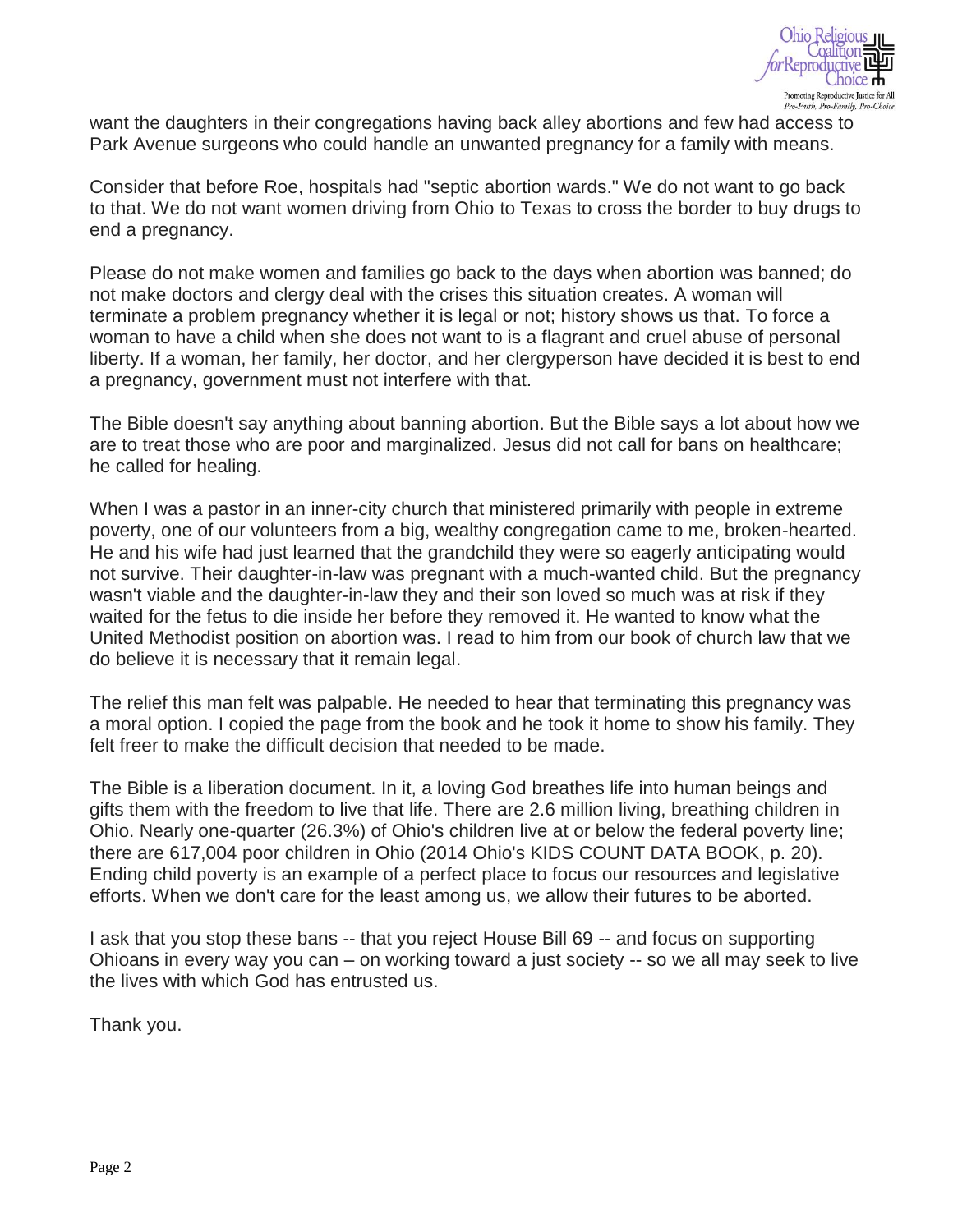want the daughters in their congregations having back alley abortions and few had access to Park Avenue surgeons who could handle an unwanted pregnancy for a family with means.

Consider that before Roe, hospitals had "septic abortion wards." We do not want to go back to that. We do not want women driving from Ohio to Texas to cross the border to buy drugs to end a pregnancy.

Please do not make women and families go back to the days when abortion was banned; do not make doctors and clergy deal with the crises this situation creates. A woman will terminate a problem pregnancy whether it is legal or not; history shows us that. To force a woman to have a child when she does not want to is a flagrant and cruel abuse of personal liberty. If a woman, her family, her doctor, and her clergyperson have decided it is best to end a pregnancy, government must not interfere with that.

The Bible doesn't say anything about banning abortion. But the Bible says a lot about how we are to treat those who are poor and marginalized. Jesus did not call for bans on healthcare; he called for healing.

When I was a pastor in an inner-city church that ministered primarily with people in extreme poverty, one of our volunteers from a big, wealthy congregation came to me, broken-hearted. He and his wife had just learned that the grandchild they were so eagerly anticipating would not survive. Their daughter-in-law was pregnant with a much-wanted child. But the pregnancy wasn't viable and the daughter-in-law they and their son loved so much was at risk if they waited for the fetus to die inside her before they removed it. He wanted to know what the United Methodist position on abortion was. I read to him from our book of church law that we do believe it is necessary that it remain legal.

The relief this man felt was palpable. He needed to hear that terminating this pregnancy was a moral option. I copied the page from the book and he took it home to show his family. They felt freer to make the difficult decision that needed to be made.

The Bible is a liberation document. In it, a loving God breathes life into human beings and gifts them with the freedom to live that life. There are 2.6 million living, breathing children in Ohio. Nearly one-quarter (26.3%) of Ohio's children live at or below the federal poverty line; there are 617,004 poor children in Ohio (2014 Ohio's KIDS COUNT DATA BOOK, p. 20). Ending child poverty is an example of a perfect place to focus our resources and legislative efforts. When we don't care for the least among us, we allow their futures to be aborted.

I ask that you stop these bans -- that you reject House Bill 69 -- and focus on supporting Ohioans in every way you can – on working toward a just society -- so we all may seek to live the lives with which God has entrusted us.

Thank you.